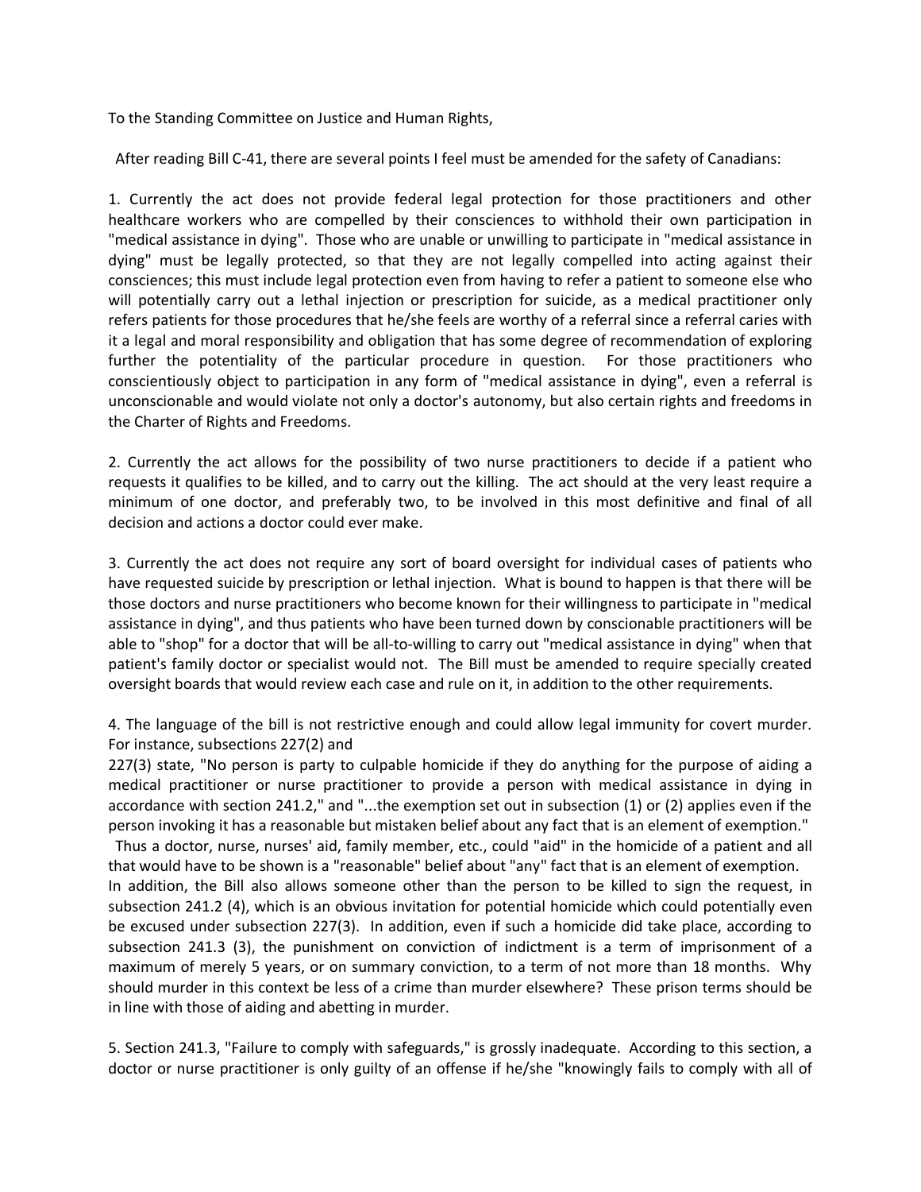To the Standing Committee on Justice and Human Rights,

After reading Bill C-41, there are several points I feel must be amended for the safety of Canadians:

1. Currently the act does not provide federal legal protection for those practitioners and other healthcare workers who are compelled by their consciences to withhold their own participation in "medical assistance in dying". Those who are unable or unwilling to participate in "medical assistance in dying" must be legally protected, so that they are not legally compelled into acting against their consciences; this must include legal protection even from having to refer a patient to someone else who will potentially carry out a lethal injection or prescription for suicide, as a medical practitioner only refers patients for those procedures that he/she feels are worthy of a referral since a referral caries with it a legal and moral responsibility and obligation that has some degree of recommendation of exploring further the potentiality of the particular procedure in question. For those practitioners who conscientiously object to participation in any form of "medical assistance in dying", even a referral is unconscionable and would violate not only a doctor's autonomy, but also certain rights and freedoms in the Charter of Rights and Freedoms.

2. Currently the act allows for the possibility of two nurse practitioners to decide if a patient who requests it qualifies to be killed, and to carry out the killing. The act should at the very least require a minimum of one doctor, and preferably two, to be involved in this most definitive and final of all decision and actions a doctor could ever make.

3. Currently the act does not require any sort of board oversight for individual cases of patients who have requested suicide by prescription or lethal injection. What is bound to happen is that there will be those doctors and nurse practitioners who become known for their willingness to participate in "medical assistance in dying", and thus patients who have been turned down by conscionable practitioners will be able to "shop" for a doctor that will be all-to-willing to carry out "medical assistance in dying" when that patient's family doctor or specialist would not. The Bill must be amended to require specially created oversight boards that would review each case and rule on it, in addition to the other requirements.

4. The language of the bill is not restrictive enough and could allow legal immunity for covert murder. For instance, subsections 227(2) and 227(3) state, "No person is party to culpable homicide if they do anything for the purpose of aiding a medical practitioner or nurse practitioner to provide a person with medical assistance in dying in accordance with section 241.2," and "...the exemption set out in subsection (1) or (2) applies even if the person invoking it has a reasonable but mistaken belief about any fact that is an element of exemption."

Thus a doctor, nurse, nurses' aid, family member, etc., could "aid" in the homicide of a patient and all that would have to be shown is a "reasonable" belief about "any" fact that is an element of exemption. In addition, the Bill also allows someone other than the person to be killed to sign the request, in subsection 241.2 (4), which is an obvious invitation for potential homicide which could potentially even be excused under subsection 227(3). In addition, even if such a homicide did take place, according to subsection 241.3 (3), the punishment on conviction of indictment is a term of imprisonment of a maximum of merely 5 years, or on summary conviction, to a term of not more than 18 months. Why should murder in this context be less of a crime than murder elsewhere? These prison terms should be in line with those of aiding and abetting in murder.

5. Section 241.3, "Failure to comply with safeguards," is grossly inadequate. According to this section, a doctor or nurse practitioner is only guilty of an offense if he/she "knowingly fails to comply with all of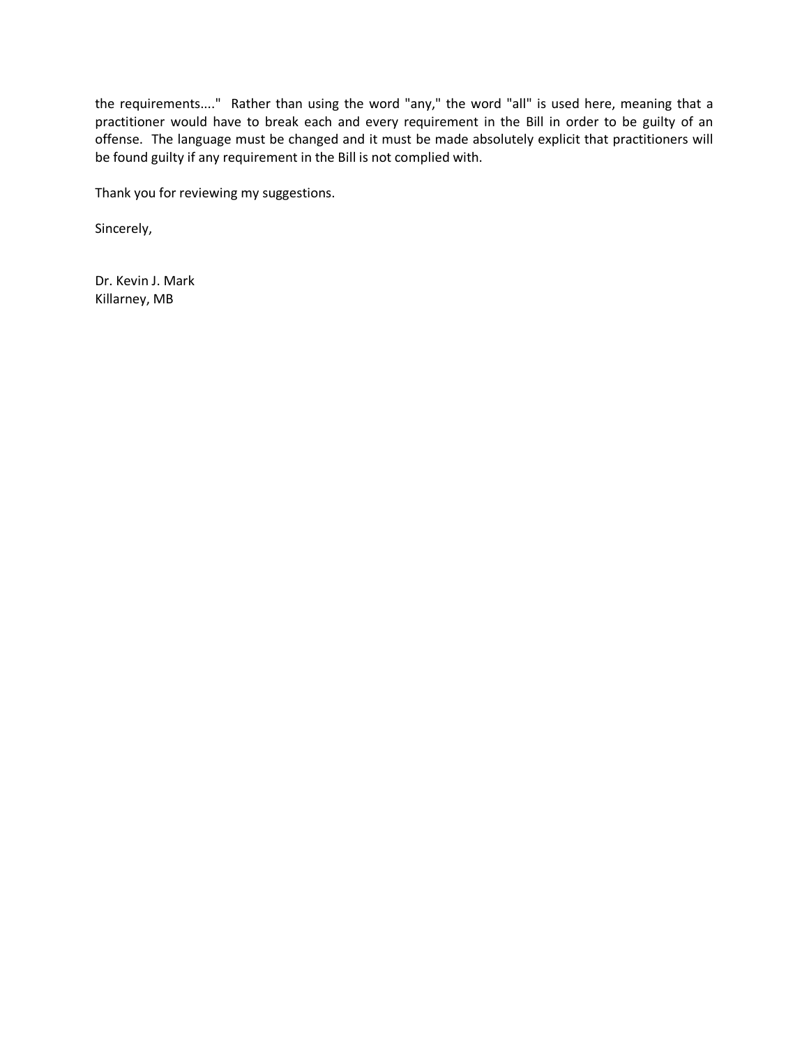the requirements...." Rather than using the word "any," the word "all" is used here, meaning that a practitioner would have to break each and every requirement in the Bill in order to be guilty of an offense. The language must be changed and it must be made absolutely explicit that practitioners will be found guilty if any requirement in the Bill is not complied with.

Thank you for reviewing my suggestions.

Sincerely,

Dr. Kevin J. Mark
Killarney, MB